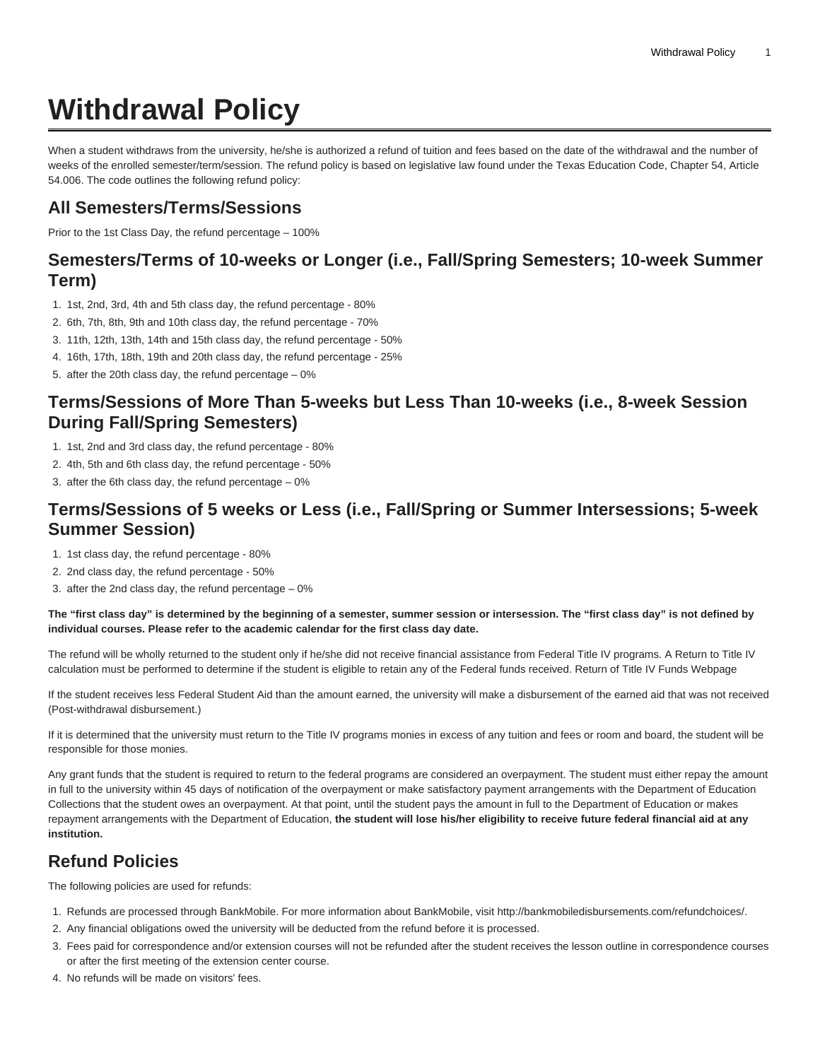# Withdrawal Policy

When a student withdraws from the university, he/she is authorized a refund of tuition and fees based on the date of the withdrawal and the number of weeks of the enrolled semester/term/session. The refund policy is based on legislative law found under the Texas Education Code, Chapter 54, Article 54.006. The code outlines the following refund policy:

## All Semesters/Terms/Sessions

Prior to the 1st Class Day, the refund percentage – 100%

## Semesters/Terms of 10-weeks or Longer (i.e., Fall/Spring Semesters; 10-week Summer Term)

1. 1st, 2nd, 3rd, 4th and 5th class day, the refund percentage - 80%
2. 6th, 7th, 8th, 9th and 10th class day, the refund percentage - 70%
3. 11th, 12th, 13th, 14th and 15th class day, the refund percentage - 50%
4. 16th, 17th, 18th, 19th and 20th class day, the refund percentage - 25%
5. after the 20th class day, the refund percentage – 0%

## Terms/Sessions of More Than 5-weeks but Less Than 10-weeks (i.e., 8-week Session During Fall/Spring Semesters)

1. 1st, 2nd and 3rd class day, the refund percentage - 80%
2. 4th, 5th and 6th class day, the refund percentage - 50%
3. after the 6th class day, the refund percentage – 0%

## Terms/Sessions of 5 weeks or Less (i.e., Fall/Spring or Summer Intersessions; 5-week Summer Session)

1. 1st class day, the refund percentage - 80%
2. 2nd class day, the refund percentage - 50%
3. after the 2nd class day, the refund percentage – 0%

**The “first class day” is determined by the beginning of a semester, summer session or intersession. The “first class day” is not defined by individual courses. Please refer to the academic calendar for the first class day date.**

The refund will be wholly returned to the student only if he/she did not receive financial assistance from Federal Title IV programs. A Return to Title IV calculation must be performed to determine if the student is eligible to retain any of the Federal funds received. Return of Title IV Funds Webpage

If the student receives less Federal Student Aid than the amount earned, the university will make a disbursement of the earned aid that was not received (Post-withdrawal disbursement.)

If it is determined that the university must return to the Title IV programs monies in excess of any tuition and fees or room and board, the student will be responsible for those monies.

Any grant funds that the student is required to return to the federal programs are considered an overpayment. The student must either repay the amount in full to the university within 45 days of notification of the overpayment or make satisfactory payment arrangements with the Department of Education Collections that the student owes an overpayment. At that point, until the student pays the amount in full to the Department of Education or makes repayment arrangements with the Department of Education, **the student will lose his/her eligibility to receive future federal financial aid at any institution.**

## Refund Policies

The following policies are used for refunds:

1. Refunds are processed through BankMobile. For more information about BankMobile, visit http://bankmobiledisbursements.com/refundchoices/.
2. Any financial obligations owed the university will be deducted from the refund before it is processed.
3. Fees paid for correspondence and/or extension courses will not be refunded after the student receives the lesson outline in correspondence courses or after the first meeting of the extension center course.
4. No refunds will be made on visitors' fees.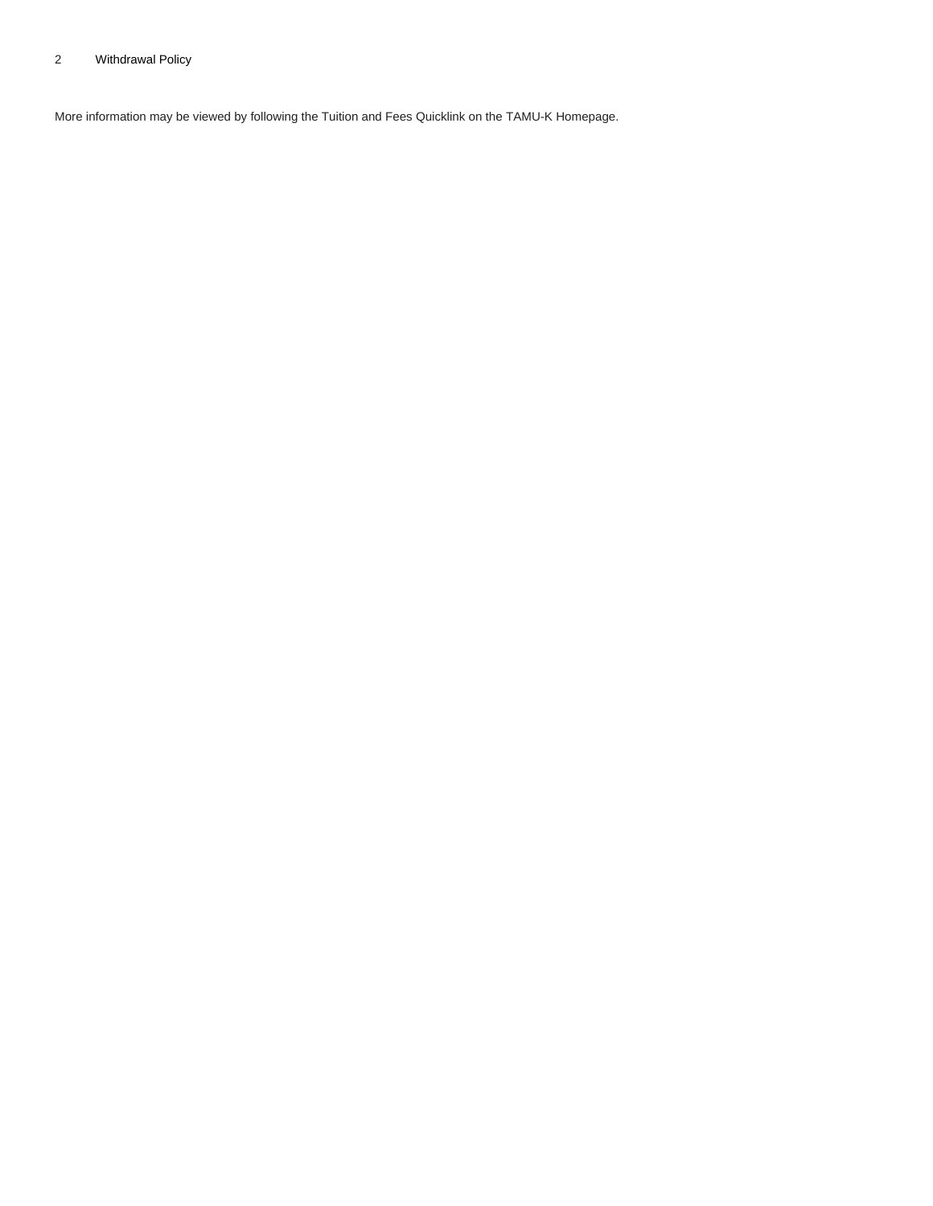More information may be viewed by following the Tuition and Fees Quicklink on the TAMU-K Homepage.